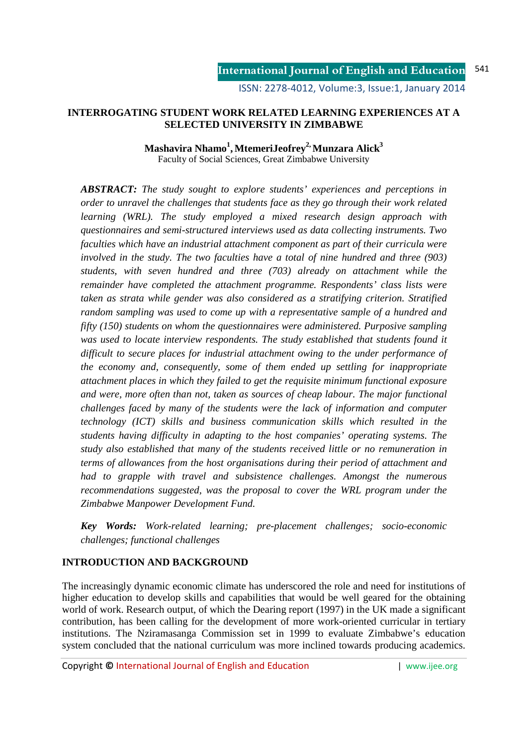# INTERROGATING STUDENT WORK RELATED LEARNING EXPERIENCES AT A SELECTED UNIVERSITY IN ZIMBABWE

**Mashavira Nhamo[1], MtemeriJeofrey[2], Munzara Alick[3]**
Faculty of Social Sciences, Great Zimbabwe University

***ABSTRACT:*** *The study sought to explore students' experiences and perceptions in order to unravel the challenges that students face as they go through their work related learning (WRL). The study employed a mixed research design approach with questionnaires and semi-structured interviews used as data collecting instruments. Two faculties which have an industrial attachment component as part of their curricula were involved in the study. The two faculties have a total of nine hundred and three (903) students, with seven hundred and three (703) already on attachment while the remainder have completed the attachment programme. Respondents' class lists were taken as strata while gender was also considered as a stratifying criterion. Stratified random sampling was used to come up with a representative sample of a hundred and fifty (150) students on whom the questionnaires were administered. Purposive sampling was used to locate interview respondents. The study established that students found it difficult to secure places for industrial attachment owing to the under performance of the economy and, consequently, some of them ended up settling for inappropriate attachment places in which they failed to get the requisite minimum functional exposure and were, more often than not, taken as sources of cheap labour. The major functional challenges faced by many of the students were the lack of information and computer technology (ICT) skills and business communication skills which resulted in the students having difficulty in adapting to the host companies' operating systems. The study also established that many of the students received little or no remuneration in terms of allowances from the host organisations during their period of attachment and had to grapple with travel and subsistence challenges. Amongst the numerous recommendations suggested, was the proposal to cover the WRL program under the Zimbabwe Manpower Development Fund.*

***Key Words:*** *Work-related learning; pre-placement challenges; socio-economic challenges; functional challenges*

## INTRODUCTION AND BACKGROUND

The increasingly dynamic economic climate has underscored the role and need for institutions of higher education to develop skills and capabilities that would be well geared for the obtaining world of work. Research output, of which the Dearing report (1997) in the UK made a significant contribution, has been calling for the development of more work-oriented curricular in tertiary institutions. The Nziramasanga Commission set in 1999 to evaluate Zimbabwe's education system concluded that the national curriculum was more inclined towards producing academics.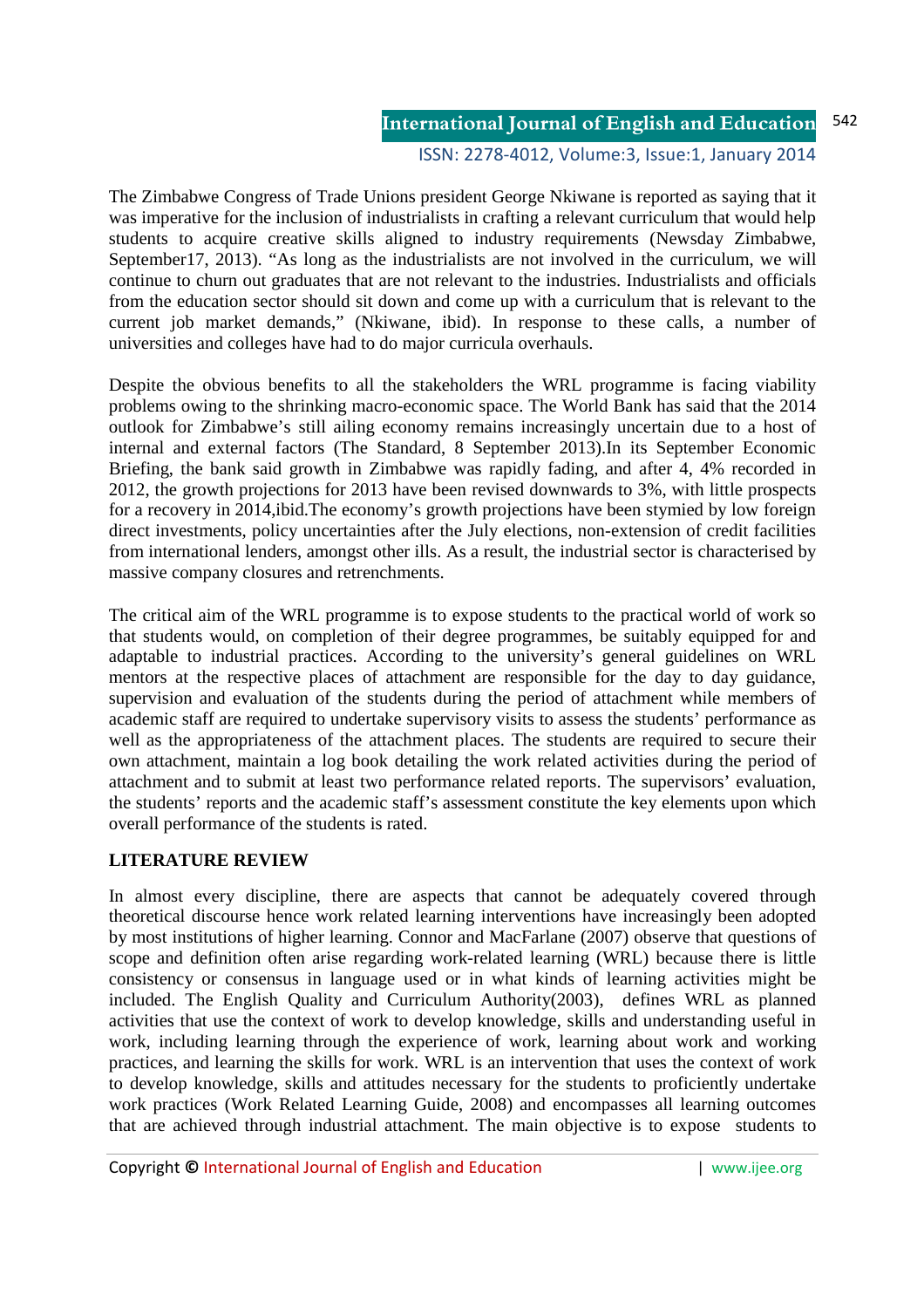The Zimbabwe Congress of Trade Unions president George Nkiwane is reported as saying that it was imperative for the inclusion of industrialists in crafting a relevant curriculum that would help students to acquire creative skills aligned to industry requirements (Newsday Zimbabwe, September17, 2013). "As long as the industrialists are not involved in the curriculum, we will continue to churn out graduates that are not relevant to the industries. Industrialists and officials from the education sector should sit down and come up with a curriculum that is relevant to the current job market demands," (Nkiwane, ibid). In response to these calls, a number of universities and colleges have had to do major curricula overhauls.

Despite the obvious benefits to all the stakeholders the WRL programme is facing viability problems owing to the shrinking macro-economic space. The World Bank has said that the 2014 outlook for Zimbabwe's still ailing economy remains increasingly uncertain due to a host of internal and external factors (The Standard, 8 September 2013).In its September Economic Briefing, the bank said growth in Zimbabwe was rapidly fading, and after 4, 4% recorded in 2012, the growth projections for 2013 have been revised downwards to 3%, with little prospects for a recovery in 2014,ibid.The economy's growth projections have been stymied by low foreign direct investments, policy uncertainties after the July elections, non-extension of credit facilities from international lenders, amongst other ills. As a result, the industrial sector is characterised by massive company closures and retrenchments.

The critical aim of the WRL programme is to expose students to the practical world of work so that students would, on completion of their degree programmes, be suitably equipped for and adaptable to industrial practices. According to the university's general guidelines on WRL mentors at the respective places of attachment are responsible for the day to day guidance, supervision and evaluation of the students during the period of attachment while members of academic staff are required to undertake supervisory visits to assess the students' performance as well as the appropriateness of the attachment places. The students are required to secure their own attachment, maintain a log book detailing the work related activities during the period of attachment and to submit at least two performance related reports. The supervisors' evaluation, the students' reports and the academic staff's assessment constitute the key elements upon which overall performance of the students is rated.

## LITERATURE REVIEW

In almost every discipline, there are aspects that cannot be adequately covered through theoretical discourse hence work related learning interventions have increasingly been adopted by most institutions of higher learning. Connor and MacFarlane (2007) observe that questions of scope and definition often arise regarding work-related learning (WRL) because there is little consistency or consensus in language used or in what kinds of learning activities might be included. The English Quality and Curriculum Authority(2003), defines WRL as planned activities that use the context of work to develop knowledge, skills and understanding useful in work, including learning through the experience of work, learning about work and working practices, and learning the skills for work. WRL is an intervention that uses the context of work to develop knowledge, skills and attitudes necessary for the students to proficiently undertake work practices (Work Related Learning Guide, 2008) and encompasses all learning outcomes that are achieved through industrial attachment. The main objective is to expose students to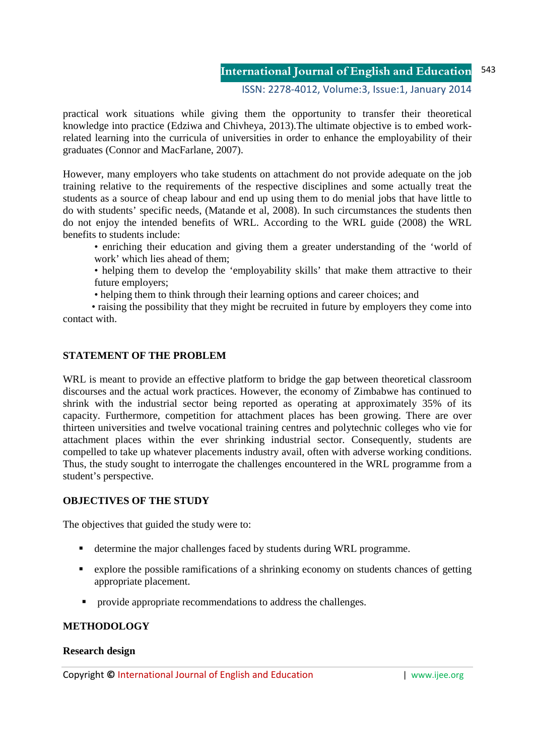practical work situations while giving them the opportunity to transfer their theoretical knowledge into practice (Edziwa and Chivheya, 2013).The ultimate objective is to embed work-related learning into the curricula of universities in order to enhance the employability of their graduates (Connor and MacFarlane, 2007).

However, many employers who take students on attachment do not provide adequate on the job training relative to the requirements of the respective disciplines and some actually treat the students as a source of cheap labour and end up using them to do menial jobs that have little to do with students' specific needs, (Matande et al, 2008). In such circumstances the students then do not enjoy the intended benefits of WRL. According to the WRL guide (2008) the WRL benefits to students include:

- enriching their education and giving them a greater understanding of the 'world of work' which lies ahead of them;
- helping them to develop the 'employability skills' that make them attractive to their future employers;
- helping them to think through their learning options and career choices; and
- raising the possibility that they might be recruited in future by employers they come into contact with.

## STATEMENT OF THE PROBLEM

WRL is meant to provide an effective platform to bridge the gap between theoretical classroom discourses and the actual work practices. However, the economy of Zimbabwe has continued to shrink with the industrial sector being reported as operating at approximately 35% of its capacity. Furthermore, competition for attachment places has been growing. There are over thirteen universities and twelve vocational training centres and polytechnic colleges who vie for attachment places within the ever shrinking industrial sector. Consequently, students are compelled to take up whatever placements industry avail, often with adverse working conditions. Thus, the study sought to interrogate the challenges encountered in the WRL programme from a student's perspective.

## OBJECTIVES OF THE STUDY

The objectives that guided the study were to:

- determine the major challenges faced by students during WRL programme.
- explore the possible ramifications of a shrinking economy on students chances of getting appropriate placement.
- provide appropriate recommendations to address the challenges.

## METHODOLOGY

### Research design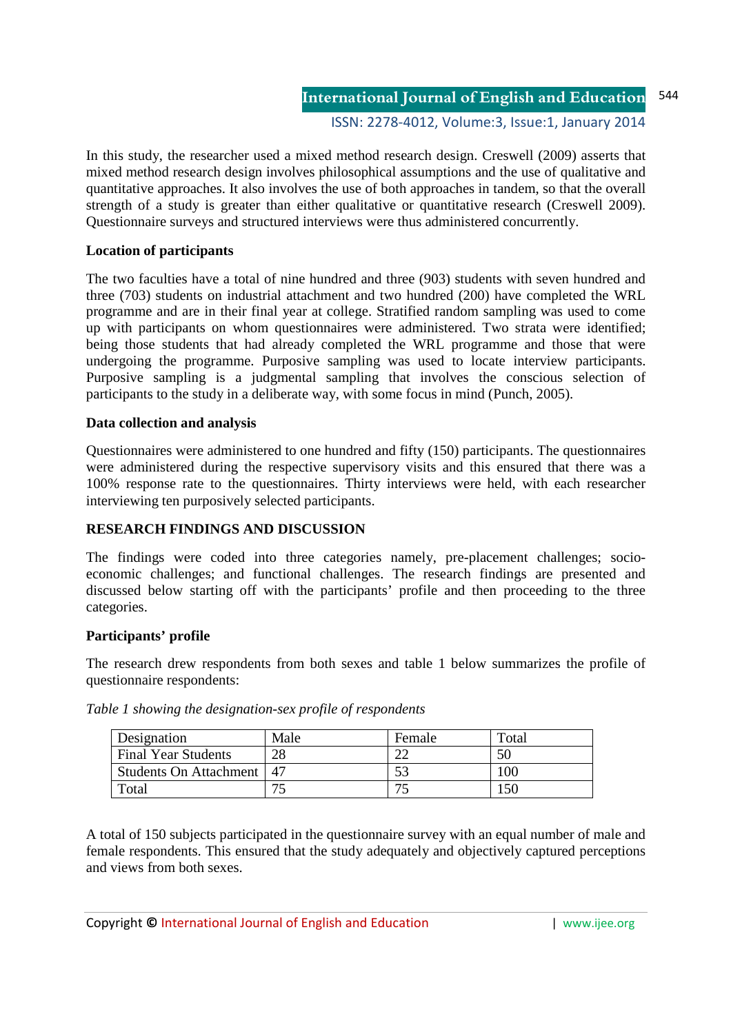In this study, the researcher used a mixed method research design. Creswell (2009) asserts that mixed method research design involves philosophical assumptions and the use of qualitative and quantitative approaches. It also involves the use of both approaches in tandem, so that the overall strength of a study is greater than either qualitative or quantitative research (Creswell 2009). Questionnaire surveys and structured interviews were thus administered concurrently.

**Location of participants**

The two faculties have a total of nine hundred and three (903) students with seven hundred and three (703) students on industrial attachment and two hundred (200) have completed the WRL programme and are in their final year at college. Stratified random sampling was used to come up with participants on whom questionnaires were administered. Two strata were identified; being those students that had already completed the WRL programme and those that were undergoing the programme. Purposive sampling was used to locate interview participants. Purposive sampling is a judgmental sampling that involves the conscious selection of participants to the study in a deliberate way, with some focus in mind (Punch, 2005).

**Data collection and analysis**

Questionnaires were administered to one hundred and fifty (150) participants. The questionnaires were administered during the respective supervisory visits and this ensured that there was a 100% response rate to the questionnaires. Thirty interviews were held, with each researcher interviewing ten purposively selected participants.

## RESEARCH FINDINGS AND DISCUSSION

The findings were coded into three categories namely, pre-placement challenges; socio-economic challenges; and functional challenges. The research findings are presented and discussed below starting off with the participants' profile and then proceeding to the three categories.

**Participants' profile**

The research drew respondents from both sexes and table 1 below summarizes the profile of questionnaire respondents:

*Table 1 showing the designation-sex profile of respondents*

| Designation | Male | Female | Total |
|---|---|---|---|
| Final Year Students | 28 | 22 | 50 |
| Students On Attachment | 47 | 53 | 100 |
| Total | 75 | 75 | 150 |

A total of 150 subjects participated in the questionnaire survey with an equal number of male and female respondents. This ensured that the study adequately and objectively captured perceptions and views from both sexes.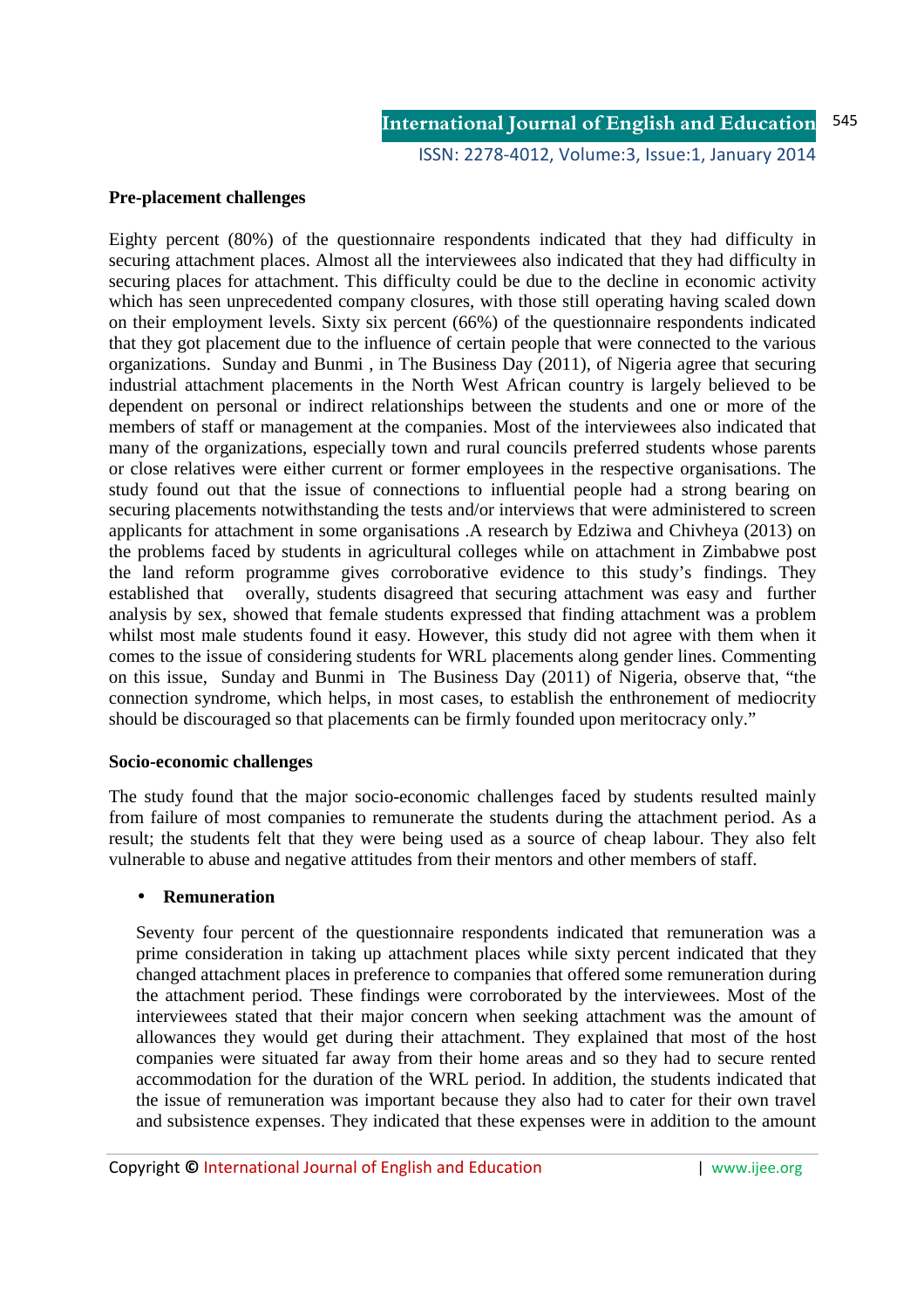**Pre-placement challenges**

Eighty percent (80%) of the questionnaire respondents indicated that they had difficulty in securing attachment places. Almost all the interviewees also indicated that they had difficulty in securing places for attachment. This difficulty could be due to the decline in economic activity which has seen unprecedented company closures, with those still operating having scaled down on their employment levels. Sixty six percent (66%) of the questionnaire respondents indicated that they got placement due to the influence of certain people that were connected to the various organizations. Sunday and Bunmi , in The Business Day (2011), of Nigeria agree that securing industrial attachment placements in the North West African country is largely believed to be dependent on personal or indirect relationships between the students and one or more of the members of staff or management at the companies. Most of the interviewees also indicated that many of the organizations, especially town and rural councils preferred students whose parents or close relatives were either current or former employees in the respective organisations. The study found out that the issue of connections to influential people had a strong bearing on securing placements notwithstanding the tests and/or interviews that were administered to screen applicants for attachment in some organisations .A research by Edziwa and Chivheya (2013) on the problems faced by students in agricultural colleges while on attachment in Zimbabwe post the land reform programme gives corroborative evidence to this study's findings. They established that overally, students disagreed that securing attachment was easy and further analysis by sex, showed that female students expressed that finding attachment was a problem whilst most male students found it easy. However, this study did not agree with them when it comes to the issue of considering students for WRL placements along gender lines. Commenting on this issue, Sunday and Bunmi in The Business Day (2011) of Nigeria, observe that, "the connection syndrome, which helps, in most cases, to establish the enthronement of mediocrity should be discouraged so that placements can be firmly founded upon meritocracy only."

**Socio-economic challenges**

The study found that the major socio-economic challenges faced by students resulted mainly from failure of most companies to remunerate the students during the attachment period. As a result; the students felt that they were being used as a source of cheap labour. They also felt vulnerable to abuse and negative attitudes from their mentors and other members of staff.

- **Remuneration**

Seventy four percent of the questionnaire respondents indicated that remuneration was a prime consideration in taking up attachment places while sixty percent indicated that they changed attachment places in preference to companies that offered some remuneration during the attachment period. These findings were corroborated by the interviewees. Most of the interviewees stated that their major concern when seeking attachment was the amount of allowances they would get during their attachment. They explained that most of the host companies were situated far away from their home areas and so they had to secure rented accommodation for the duration of the WRL period. In addition, the students indicated that the issue of remuneration was important because they also had to cater for their own travel and subsistence expenses. They indicated that these expenses were in addition to the amount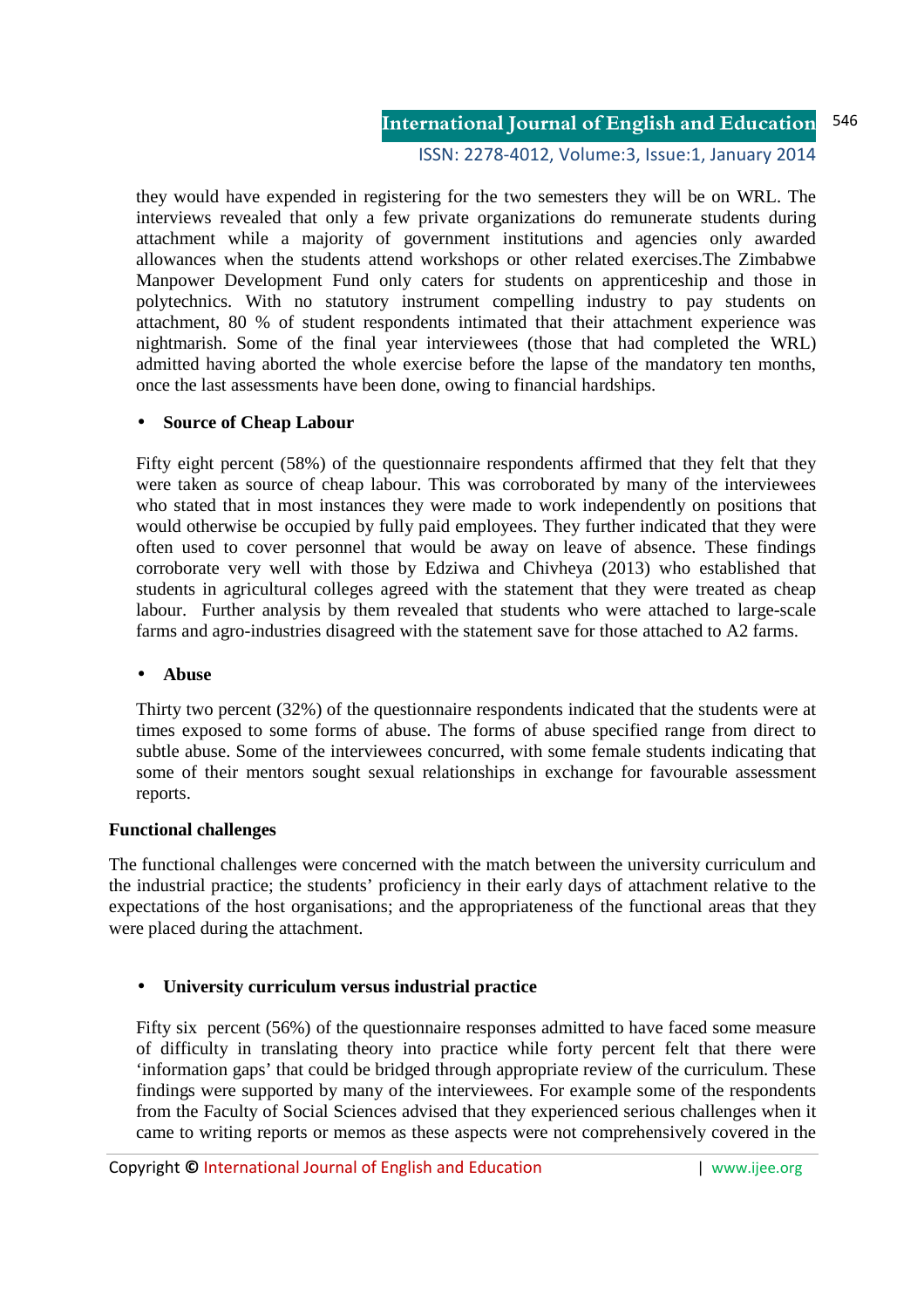they would have expended in registering for the two semesters they will be on WRL. The interviews revealed that only a few private organizations do remunerate students during attachment while a majority of government institutions and agencies only awarded allowances when the students attend workshops or other related exercises.The Zimbabwe Manpower Development Fund only caters for students on apprenticeship and those in polytechnics. With no statutory instrument compelling industry to pay students on attachment, 80 % of student respondents intimated that their attachment experience was nightmarish. Some of the final year interviewees (those that had completed the WRL) admitted having aborted the whole exercise before the lapse of the mandatory ten months, once the last assessments have been done, owing to financial hardships.

- **Source of Cheap Labour**

Fifty eight percent (58%) of the questionnaire respondents affirmed that they felt that they were taken as source of cheap labour. This was corroborated by many of the interviewees who stated that in most instances they were made to work independently on positions that would otherwise be occupied by fully paid employees. They further indicated that they were often used to cover personnel that would be away on leave of absence. These findings corroborate very well with those by Edziwa and Chivheya (2013) who established that students in agricultural colleges agreed with the statement that they were treated as cheap labour. Further analysis by them revealed that students who were attached to large-scale farms and agro-industries disagreed with the statement save for those attached to A2 farms.

- **Abuse**

Thirty two percent (32%) of the questionnaire respondents indicated that the students were at times exposed to some forms of abuse. The forms of abuse specified range from direct to subtle abuse. Some of the interviewees concurred, with some female students indicating that some of their mentors sought sexual relationships in exchange for favourable assessment reports.

**Functional challenges**

The functional challenges were concerned with the match between the university curriculum and the industrial practice; the students' proficiency in their early days of attachment relative to the expectations of the host organisations; and the appropriateness of the functional areas that they were placed during the attachment.

- **University curriculum versus industrial practice**

Fifty six percent (56%) of the questionnaire responses admitted to have faced some measure of difficulty in translating theory into practice while forty percent felt that there were 'information gaps' that could be bridged through appropriate review of the curriculum. These findings were supported by many of the interviewees. For example some of the respondents from the Faculty of Social Sciences advised that they experienced serious challenges when it came to writing reports or memos as these aspects were not comprehensively covered in the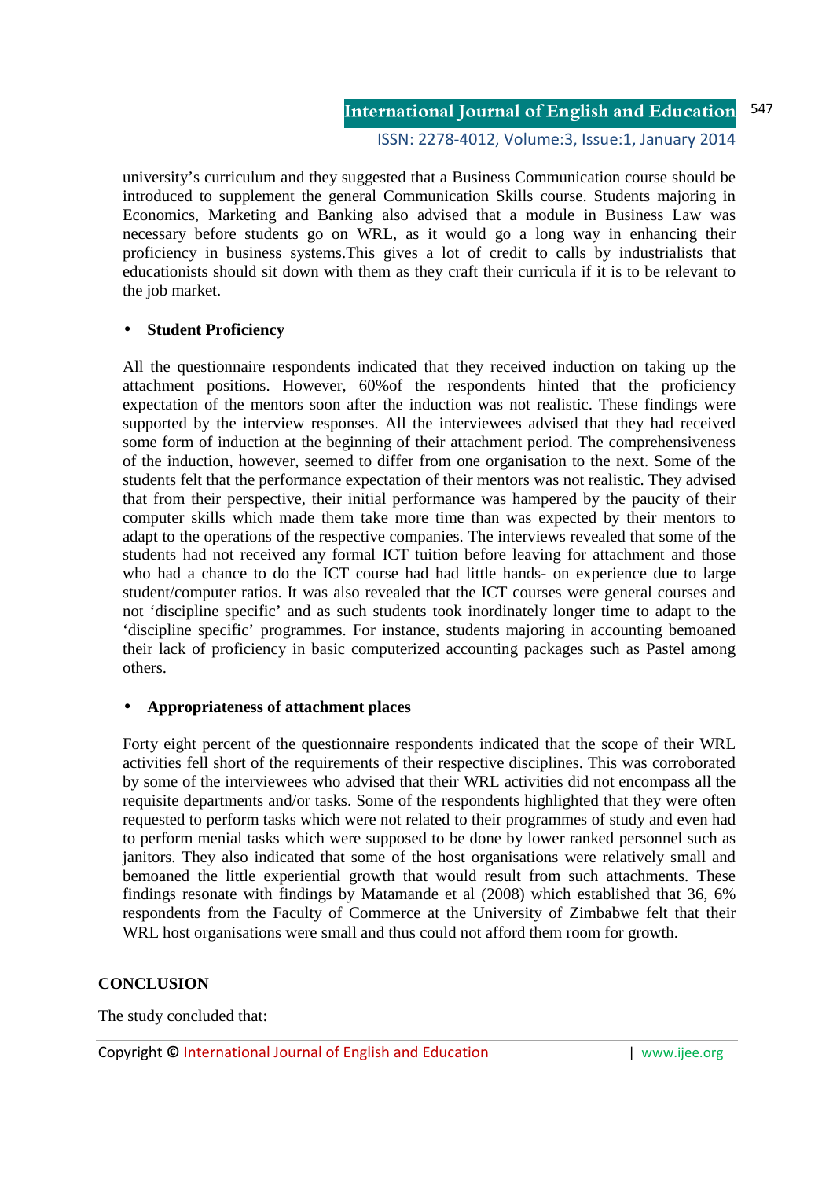university's curriculum and they suggested that a Business Communication course should be introduced to supplement the general Communication Skills course. Students majoring in Economics, Marketing and Banking also advised that a module in Business Law was necessary before students go on WRL, as it would go a long way in enhancing their proficiency in business systems.This gives a lot of credit to calls by industrialists that educationists should sit down with them as they craft their curricula if it is to be relevant to the job market.

- **Student Proficiency**

All the questionnaire respondents indicated that they received induction on taking up the attachment positions. However, 60%of the respondents hinted that the proficiency expectation of the mentors soon after the induction was not realistic. These findings were supported by the interview responses. All the interviewees advised that they had received some form of induction at the beginning of their attachment period. The comprehensiveness of the induction, however, seemed to differ from one organisation to the next. Some of the students felt that the performance expectation of their mentors was not realistic. They advised that from their perspective, their initial performance was hampered by the paucity of their computer skills which made them take more time than was expected by their mentors to adapt to the operations of the respective companies. The interviews revealed that some of the students had not received any formal ICT tuition before leaving for attachment and those who had a chance to do the ICT course had had little hands- on experience due to large student/computer ratios. It was also revealed that the ICT courses were general courses and not 'discipline specific' and as such students took inordinately longer time to adapt to the 'discipline specific' programmes. For instance, students majoring in accounting bemoaned their lack of proficiency in basic computerized accounting packages such as Pastel among others.

- **Appropriateness of attachment places**

Forty eight percent of the questionnaire respondents indicated that the scope of their WRL activities fell short of the requirements of their respective disciplines. This was corroborated by some of the interviewees who advised that their WRL activities did not encompass all the requisite departments and/or tasks. Some of the respondents highlighted that they were often requested to perform tasks which were not related to their programmes of study and even had to perform menial tasks which were supposed to be done by lower ranked personnel such as janitors. They also indicated that some of the host organisations were relatively small and bemoaned the little experiential growth that would result from such attachments. These findings resonate with findings by Matamande et al (2008) which established that 36, 6% respondents from the Faculty of Commerce at the University of Zimbabwe felt that their WRL host organisations were small and thus could not afford them room for growth.

## CONCLUSION

The study concluded that: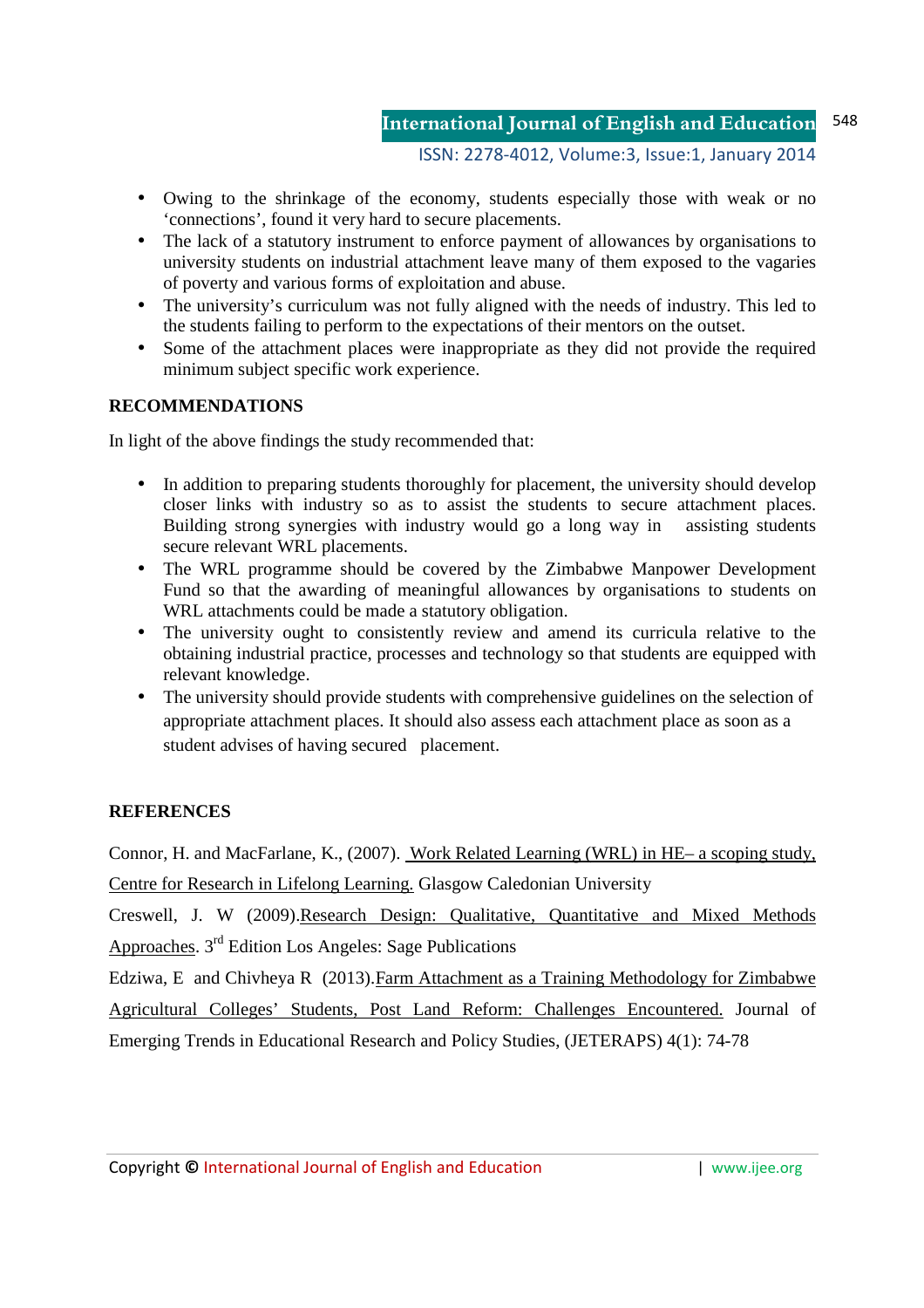- Owing to the shrinkage of the economy, students especially those with weak or no 'connections', found it very hard to secure placements.
- The lack of a statutory instrument to enforce payment of allowances by organisations to university students on industrial attachment leave many of them exposed to the vagaries of poverty and various forms of exploitation and abuse.
- The university's curriculum was not fully aligned with the needs of industry. This led to the students failing to perform to the expectations of their mentors on the outset.
- Some of the attachment places were inappropriate as they did not provide the required minimum subject specific work experience.

## RECOMMENDATIONS

In light of the above findings the study recommended that:

- In addition to preparing students thoroughly for placement, the university should develop closer links with industry so as to assist the students to secure attachment places. Building strong synergies with industry would go a long way in assisting students secure relevant WRL placements.
- The WRL programme should be covered by the Zimbabwe Manpower Development Fund so that the awarding of meaningful allowances by organisations to students on WRL attachments could be made a statutory obligation.
- The university ought to consistently review and amend its curricula relative to the obtaining industrial practice, processes and technology so that students are equipped with relevant knowledge.
- The university should provide students with comprehensive guidelines on the selection of appropriate attachment places. It should also assess each attachment place as soon as a student advises of having secured placement.

## REFERENCES

Connor, H. and MacFarlane, K., (2007). Work Related Learning (WRL) in HE– a scoping study, Centre for Research in Lifelong Learning. Glasgow Caledonian University

Creswell, J. W (2009). Research Design: Qualitative, Quantitative and Mixed Methods Approaches. 3rd Edition Los Angeles: Sage Publications

Edziwa, E and Chivheya R (2013). Farm Attachment as a Training Methodology for Zimbabwe Agricultural Colleges' Students, Post Land Reform: Challenges Encountered. Journal of Emerging Trends in Educational Research and Policy Studies, (JETERAPS) 4(1): 74-78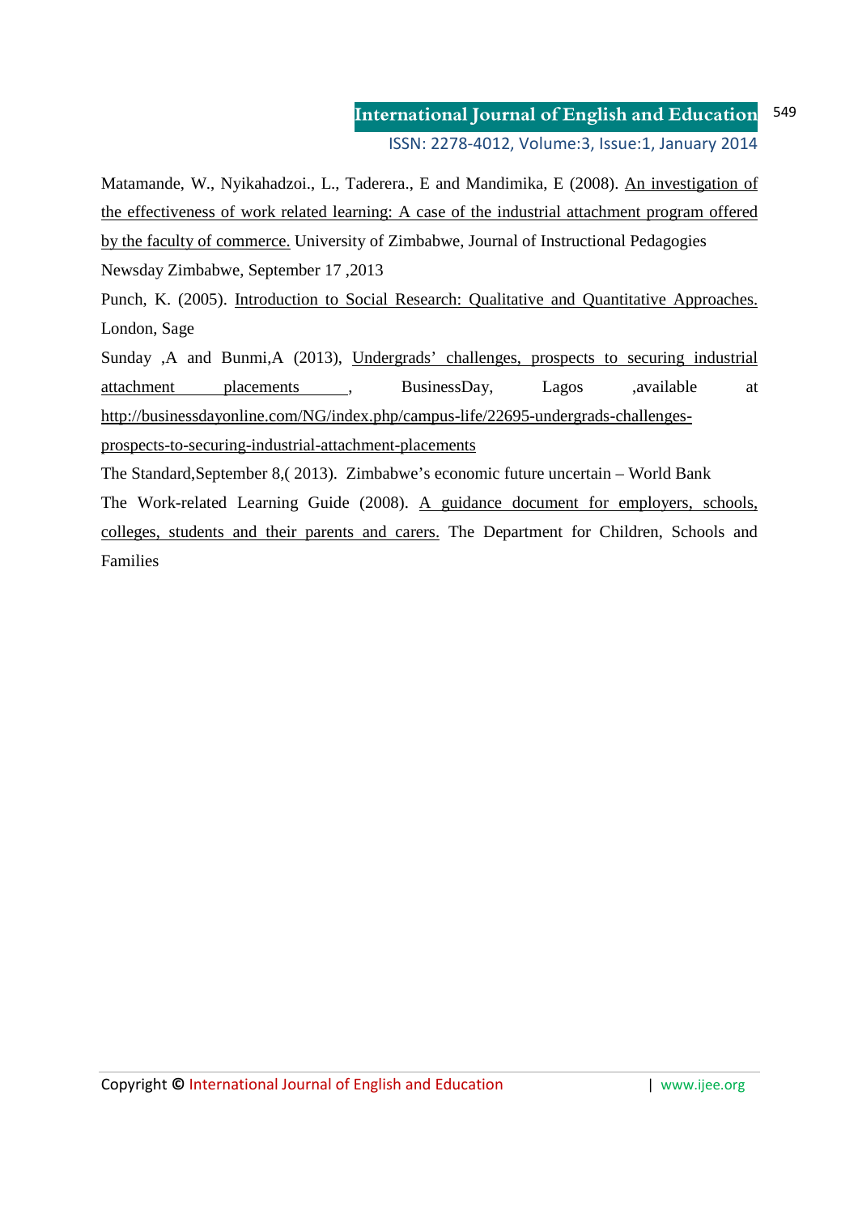Matamande, W., Nyikahadzoi., L., Taderera., E and Mandimika, E (2008). An investigation of the effectiveness of work related learning: A case of the industrial attachment program offered by the faculty of commerce. University of Zimbabwe, Journal of Instructional Pedagogies

Newsday Zimbabwe, September 17 ,2013

Punch, K. (2005). Introduction to Social Research: Qualitative and Quantitative Approaches. London, Sage

Sunday ,A and Bunmi,A (2013), Undergrads' challenges, prospects to securing industrial attachment placements , BusinessDay, Lagos ,available at http://businessdayonline.com/NG/index.php/campus-life/22695-undergrads-challenges-prospects-to-securing-industrial-attachment-placements

The Standard,September 8,( 2013). Zimbabwe's economic future uncertain – World Bank

The Work-related Learning Guide (2008). A guidance document for employers, schools, colleges, students and their parents and carers. The Department for Children, Schools and Families